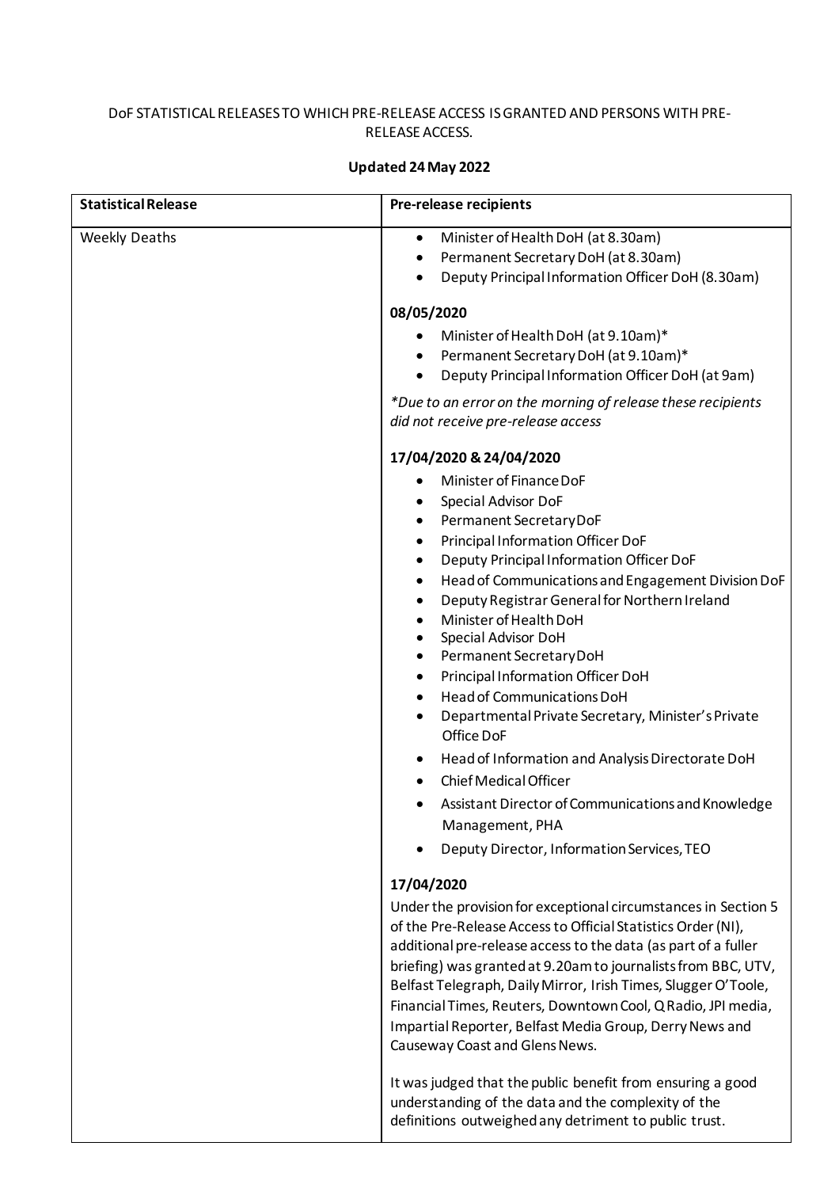DoF STATISTICAL RELEASES TO WHICH PRE-RELEASE ACCESS IS GRANTED AND PERSONS WITH PRE-RELEASE ACCESS.

**Updated 24 May 2022**

| **Statistical Release** | **Pre-release recipients** |
|---|---|
| Weekly Deaths | • Minister of Health DoH (at 8.30am)<br>• Permanent Secretary DoH (at 8.30am)<br>• Deputy Principal Information Officer DoH (8.30am)<br><br>**08/05/2020**<br>• Minister of Health DoH (at 9.10am)*<br>• Permanent Secretary DoH (at 9.10am)*<br>• Deputy Principal Information Officer DoH (at 9am)<br><br>*\*Due to an error on the morning of release these recipients did not receive pre-release access*<br><br>**17/04/2020 & 24/04/2020**<br>• Minister of Finance DoF<br>• Special Advisor DoF<br>• Permanent Secretary DoF<br>• Principal Information Officer DoF<br>• Deputy Principal Information Officer DoF<br>• Head of Communications and Engagement Division DoF<br>• Deputy Registrar General for Northern Ireland<br>• Minister of Health DoH<br>• Special Advisor DoH<br>• Permanent Secretary DoH<br>• Principal Information Officer DoH<br>• Head of Communications DoH<br>• Departmental Private Secretary, Minister's Private Office DoF<br>• Head of Information and Analysis Directorate DoH<br>• Chief Medical Officer<br>• Assistant Director of Communications and Knowledge Management, PHA<br>• Deputy Director, Information Services, TEO<br><br>**17/04/2020**<br>Under the provision for exceptional circumstances in Section 5 of the Pre-Release Access to Official Statistics Order (NI), additional pre-release access to the data (as part of a fuller briefing) was granted at 9.20am to journalists from BBC, UTV, Belfast Telegraph, Daily Mirror, Irish Times, Slugger O'Toole, Financial Times, Reuters, Downtown Cool, Q Radio, JPI media, Impartial Reporter, Belfast Media Group, Derry News and Causeway Coast and Glens News.<br><br>It was judged that the public benefit from ensuring a good understanding of the data and the complexity of the definitions outweighed any detriment to public trust. |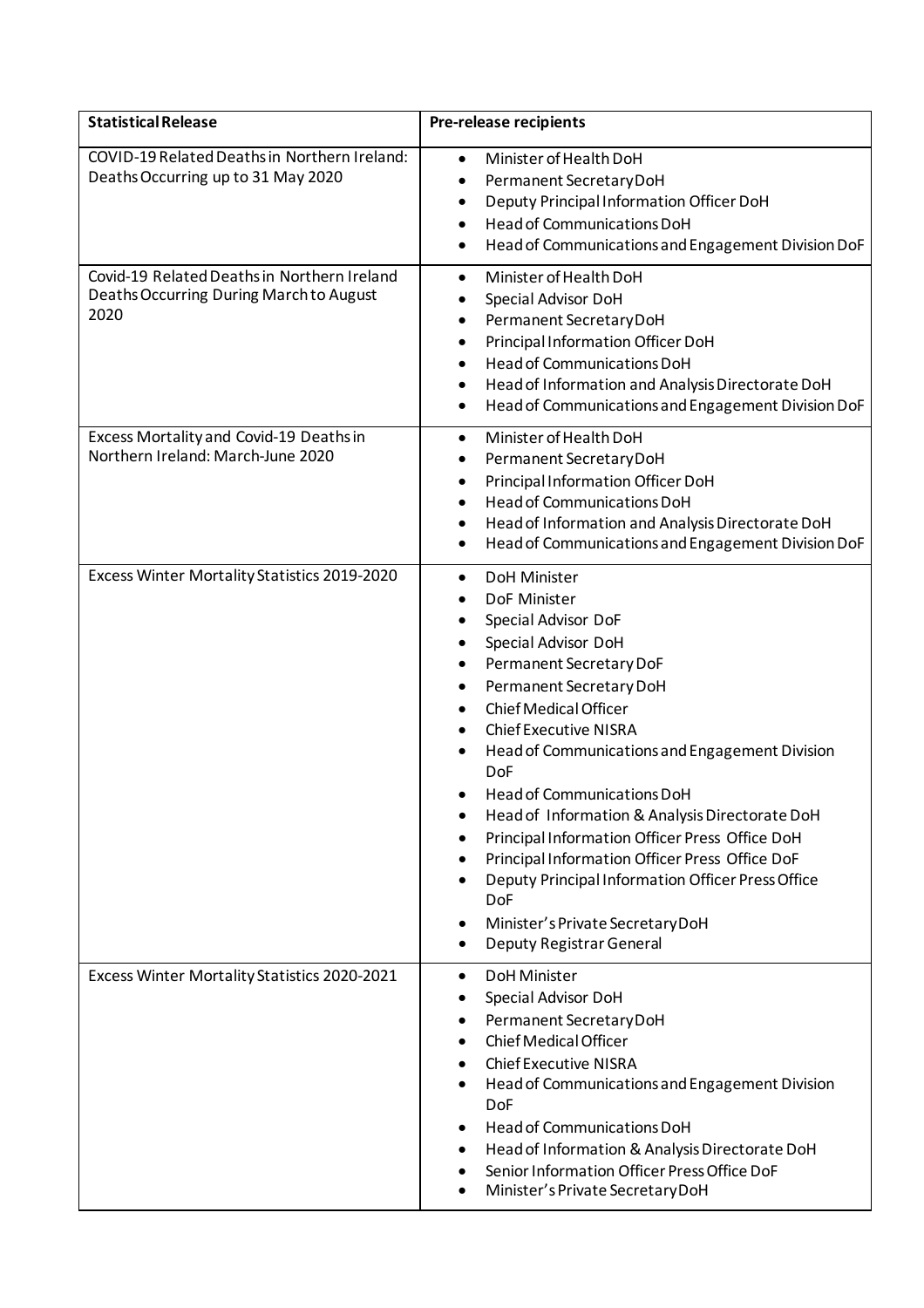| Statistical Release | Pre-release recipients |
|---|---|
| COVID-19 Related Deaths in Northern Ireland: Deaths Occurring up to 31 May 2020 | • Minister of Health DoH<br>• Permanent Secretary DoH<br>• Deputy Principal Information Officer DoH<br>• Head of Communications DoH<br>• Head of Communications and Engagement Division DoF |
| Covid-19 Related Deaths in Northern Ireland Deaths Occurring During March to August 2020 | • Minister of Health DoH<br>• Special Advisor DoH<br>• Permanent Secretary DoH<br>• Principal Information Officer DoH<br>• Head of Communications DoH<br>• Head of Information and Analysis Directorate DoH<br>• Head of Communications and Engagement Division DoF |
| Excess Mortality and Covid-19 Deaths in Northern Ireland: March-June 2020 | • Minister of Health DoH<br>• Permanent Secretary DoH<br>• Principal Information Officer DoH<br>• Head of Communications DoH<br>• Head of Information and Analysis Directorate DoH<br>• Head of Communications and Engagement Division DoF |
| Excess Winter Mortality Statistics 2019-2020 | • DoH Minister<br>• DoF Minister<br>• Special Advisor DoF<br>• Special Advisor DoH<br>• Permanent Secretary DoF<br>• Permanent Secretary DoH<br>• Chief Medical Officer<br>• Chief Executive NISRA<br>• Head of Communications and Engagement Division DoF<br>• Head of Communications DoH<br>• Head of Information & Analysis Directorate DoH<br>• Principal Information Officer Press Office DoH<br>• Principal Information Officer Press Office DoF<br>• Deputy Principal Information Officer Press Office DoF<br>• Minister's Private Secretary DoH<br>• Deputy Registrar General |
| Excess Winter Mortality Statistics 2020-2021 | • DoH Minister<br>• Special Advisor DoH<br>• Permanent Secretary DoH<br>• Chief Medical Officer<br>• Chief Executive NISRA<br>• Head of Communications and Engagement Division DoF<br>• Head of Communications DoH<br>• Head of Information & Analysis Directorate DoH<br>• Senior Information Officer Press Office DoF<br>• Minister's Private Secretary DoH |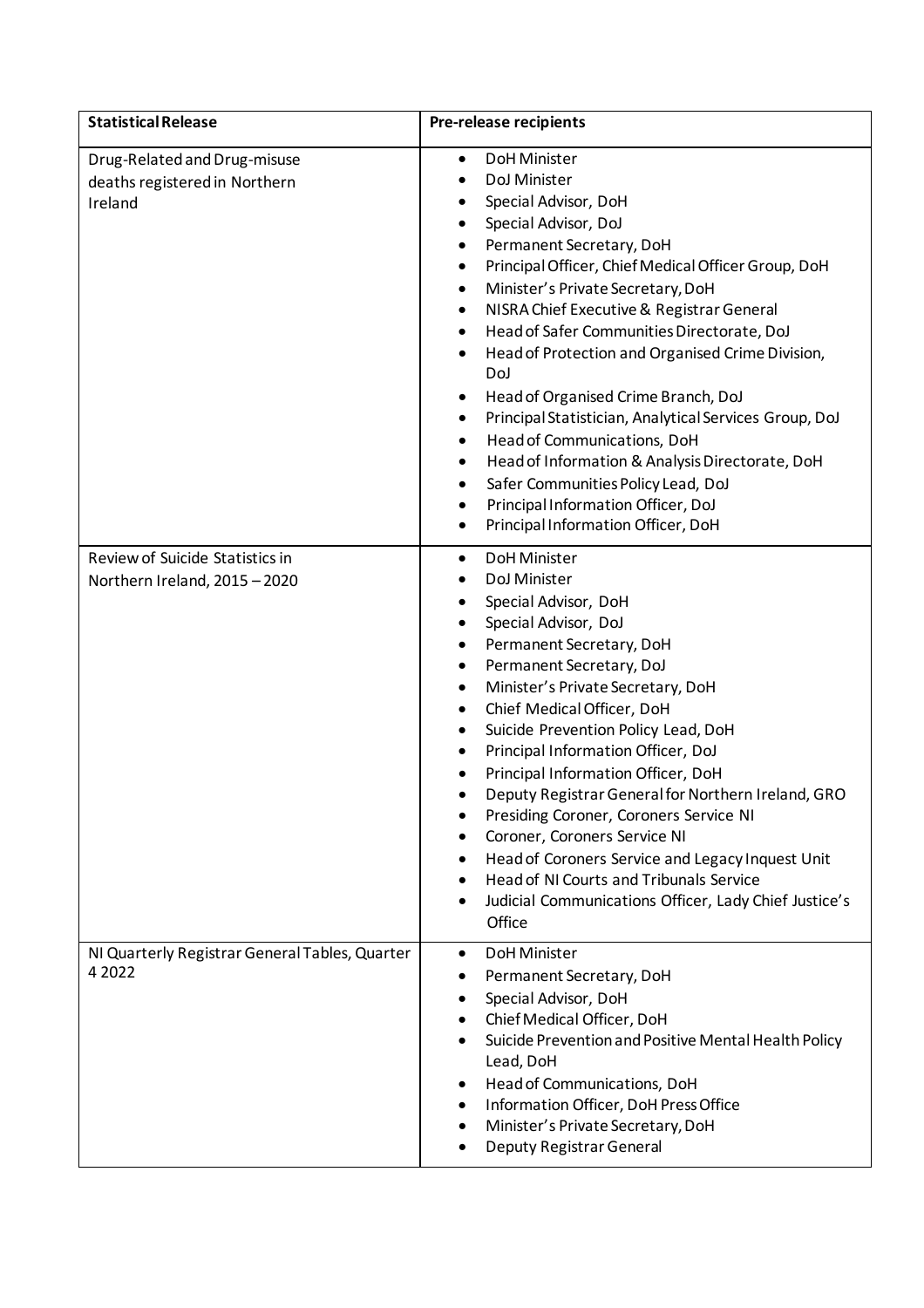| Statistical Release | Pre-release recipients |
| --- | --- |
| Drug-Related and Drug-misuse deaths registered in Northern Ireland | • DoH Minister<br>• DoJ Minister<br>• Special Advisor, DoH<br>• Special Advisor, DoJ<br>• Permanent Secretary, DoH<br>• Principal Officer, Chief Medical Officer Group, DoH<br>• Minister's Private Secretary, DoH<br>• NISRA Chief Executive & Registrar General<br>• Head of Safer Communities Directorate, DoJ<br>• Head of Protection and Organised Crime Division, DoJ<br>• Head of Organised Crime Branch, DoJ<br>• Principal Statistician, Analytical Services Group, DoJ<br>• Head of Communications, DoH<br>• Head of Information & Analysis Directorate, DoH<br>• Safer Communities Policy Lead, DoJ<br>• Principal Information Officer, DoJ<br>• Principal Information Officer, DoH |
| Review of Suicide Statistics in Northern Ireland, 2015 – 2020 | • DoH Minister<br>• DoJ Minister<br>• Special Advisor, DoH<br>• Special Advisor, DoJ<br>• Permanent Secretary, DoH<br>• Permanent Secretary, DoJ<br>• Minister's Private Secretary, DoH<br>• Chief Medical Officer, DoH<br>• Suicide Prevention Policy Lead, DoH<br>• Principal Information Officer, DoJ<br>• Principal Information Officer, DoH<br>• Deputy Registrar General for Northern Ireland, GRO<br>• Presiding Coroner, Coroners Service NI<br>• Coroner, Coroners Service NI<br>• Head of Coroners Service and Legacy Inquest Unit<br>• Head of NI Courts and Tribunals Service<br>• Judicial Communications Officer, Lady Chief Justice's Office |
| NI Quarterly Registrar General Tables, Quarter 4 2022 | • DoH Minister<br>• Permanent Secretary, DoH<br>• Special Advisor, DoH<br>• Chief Medical Officer, DoH<br>• Suicide Prevention and Positive Mental Health Policy Lead, DoH<br>• Head of Communications, DoH<br>• Information Officer, DoH Press Office<br>• Minister's Private Secretary, DoH<br>• Deputy Registrar General |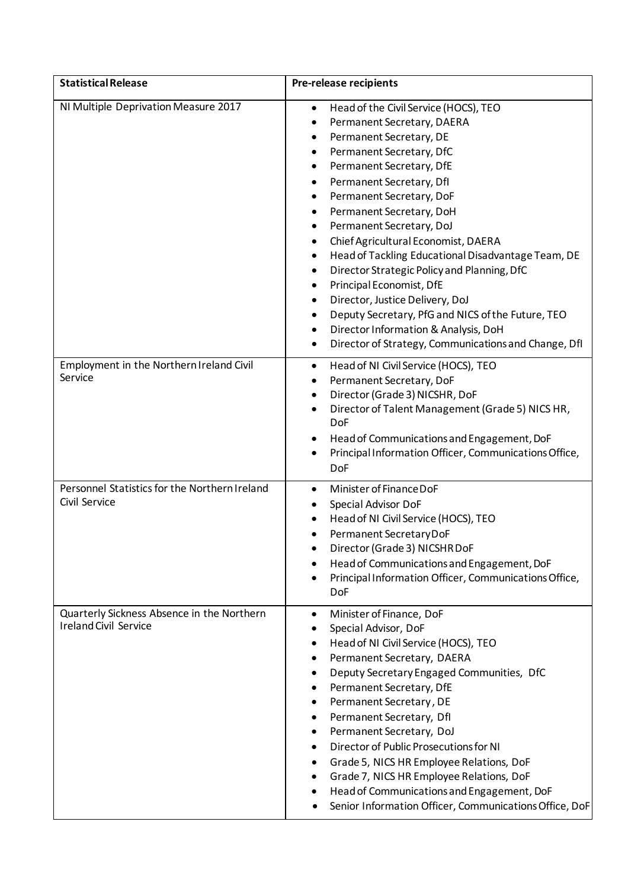| Statistical Release | Pre-release recipients |
|---|---|
| NI Multiple Deprivation Measure 2017 | • Head of the Civil Service (HOCS), TEO<br>• Permanent Secretary, DAERA<br>• Permanent Secretary, DE<br>• Permanent Secretary, DfC<br>• Permanent Secretary, DfE<br>• Permanent Secretary, DfI<br>• Permanent Secretary, DoF<br>• Permanent Secretary, DoH<br>• Permanent Secretary, DoJ<br>• Chief Agricultural Economist, DAERA<br>• Head of Tackling Educational Disadvantage Team, DE<br>• Director Strategic Policy and Planning, DfC<br>• Principal Economist, DfE<br>• Director, Justice Delivery, DoJ<br>• Deputy Secretary, PfG and NICS of the Future, TEO<br>• Director Information & Analysis, DoH<br>• Director of Strategy, Communications and Change, DfI |
| Employment in the Northern Ireland Civil Service | • Head of NI Civil Service (HOCS), TEO<br>• Permanent Secretary, DoF<br>• Director (Grade 3) NICSHR, DoF<br>• Director of Talent Management (Grade 5) NICS HR, DoF<br>• Head of Communications and Engagement, DoF<br>• Principal Information Officer, Communications Office, DoF |
| Personnel Statistics for the Northern Ireland Civil Service | • Minister of Finance DoF<br>• Special Advisor DoF<br>• Head of NI Civil Service (HOCS), TEO<br>• Permanent Secretary DoF<br>• Director (Grade 3) NICSHR DoF<br>• Head of Communications and Engagement, DoF<br>• Principal Information Officer, Communications Office, DoF |
| Quarterly Sickness Absence in the Northern Ireland Civil Service | • Minister of Finance, DoF<br>• Special Advisor, DoF<br>• Head of NI Civil Service (HOCS), TEO<br>• Permanent Secretary, DAERA<br>• Deputy Secretary Engaged Communities, DfC<br>• Permanent Secretary, DfE<br>• Permanent Secretary, DE<br>• Permanent Secretary, DfI<br>• Permanent Secretary, DoJ<br>• Director of Public Prosecutions for NI<br>• Grade 5, NICS HR Employee Relations, DoF<br>• Grade 7, NICS HR Employee Relations, DoF<br>• Head of Communications and Engagement, DoF<br>• Senior Information Officer, Communications Office, DoF |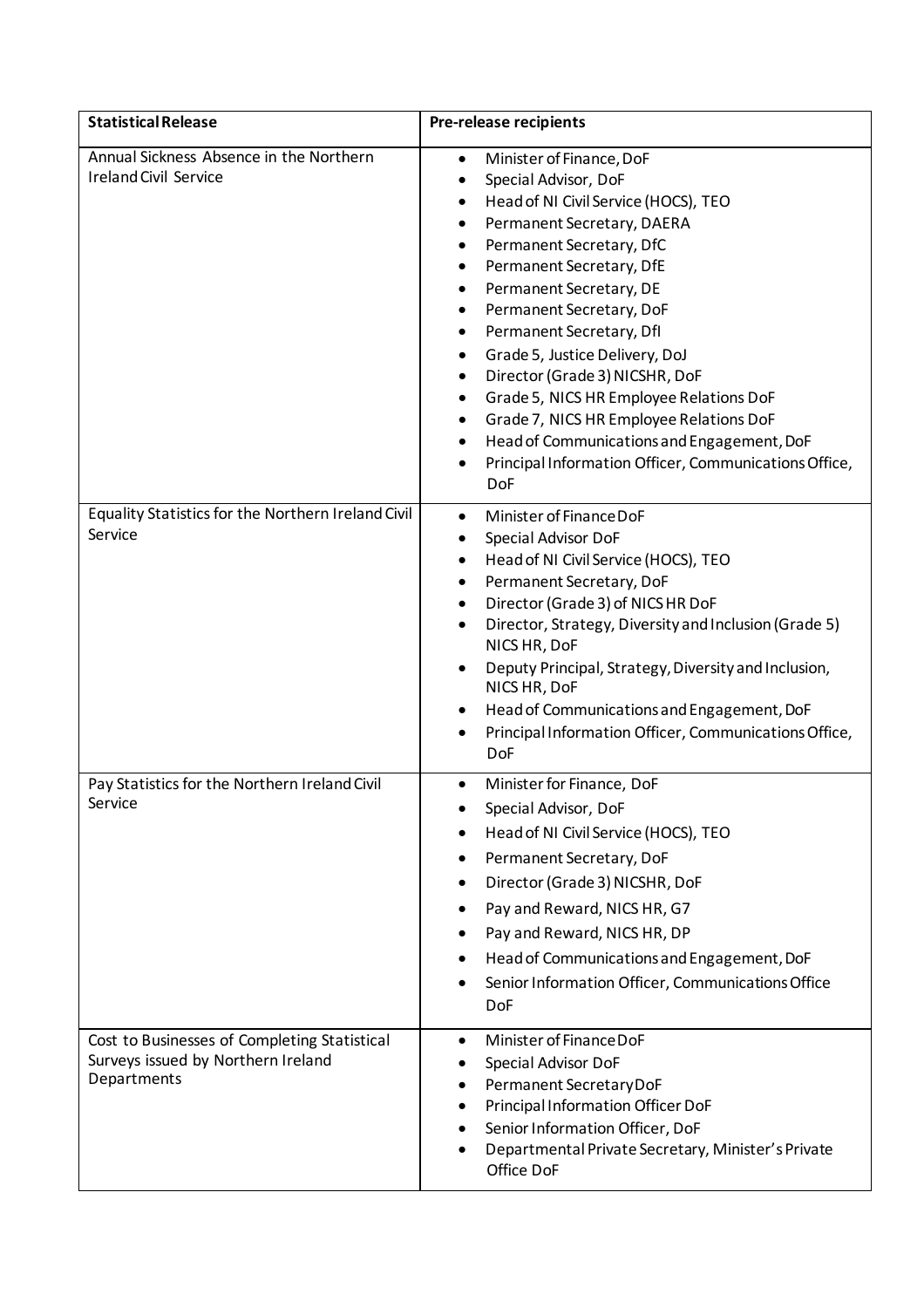| Statistical Release | Pre-release recipients |
|---|---|
| Annual Sickness Absence in the Northern Ireland Civil Service | • Minister of Finance, DoF<br>• Special Advisor, DoF<br>• Head of NI Civil Service (HOCS), TEO<br>• Permanent Secretary, DAERA<br>• Permanent Secretary, DfC<br>• Permanent Secretary, DfE<br>• Permanent Secretary, DE<br>• Permanent Secretary, DoF<br>• Permanent Secretary, DfI<br>• Grade 5, Justice Delivery, DoJ<br>• Director (Grade 3) NICSHR, DoF<br>• Grade 5, NICS HR Employee Relations DoF<br>• Grade 7, NICS HR Employee Relations DoF<br>• Head of Communications and Engagement, DoF<br>• Principal Information Officer, Communications Office, DoF |
| Equality Statistics for the Northern Ireland Civil Service | • Minister of Finance DoF<br>• Special Advisor DoF<br>• Head of NI Civil Service (HOCS), TEO<br>• Permanent Secretary, DoF<br>• Director (Grade 3) of NICS HR DoF<br>• Director, Strategy, Diversity and Inclusion (Grade 5) NICS HR, DoF<br>• Deputy Principal, Strategy, Diversity and Inclusion, NICS HR, DoF<br>• Head of Communications and Engagement, DoF<br>• Principal Information Officer, Communications Office, DoF |
| Pay Statistics for the Northern Ireland Civil Service | • Minister for Finance, DoF<br>• Special Advisor, DoF<br>• Head of NI Civil Service (HOCS), TEO<br>• Permanent Secretary, DoF<br>• Director (Grade 3) NICSHR, DoF<br>• Pay and Reward, NICS HR, G7<br>• Pay and Reward, NICS HR, DP<br>• Head of Communications and Engagement, DoF<br>• Senior Information Officer, Communications Office DoF |
| Cost to Businesses of Completing Statistical Surveys issued by Northern Ireland Departments | • Minister of Finance DoF<br>• Special Advisor DoF<br>• Permanent Secretary DoF<br>• Principal Information Officer DoF<br>• Senior Information Officer, DoF<br>• Departmental Private Secretary, Minister's Private Office DoF |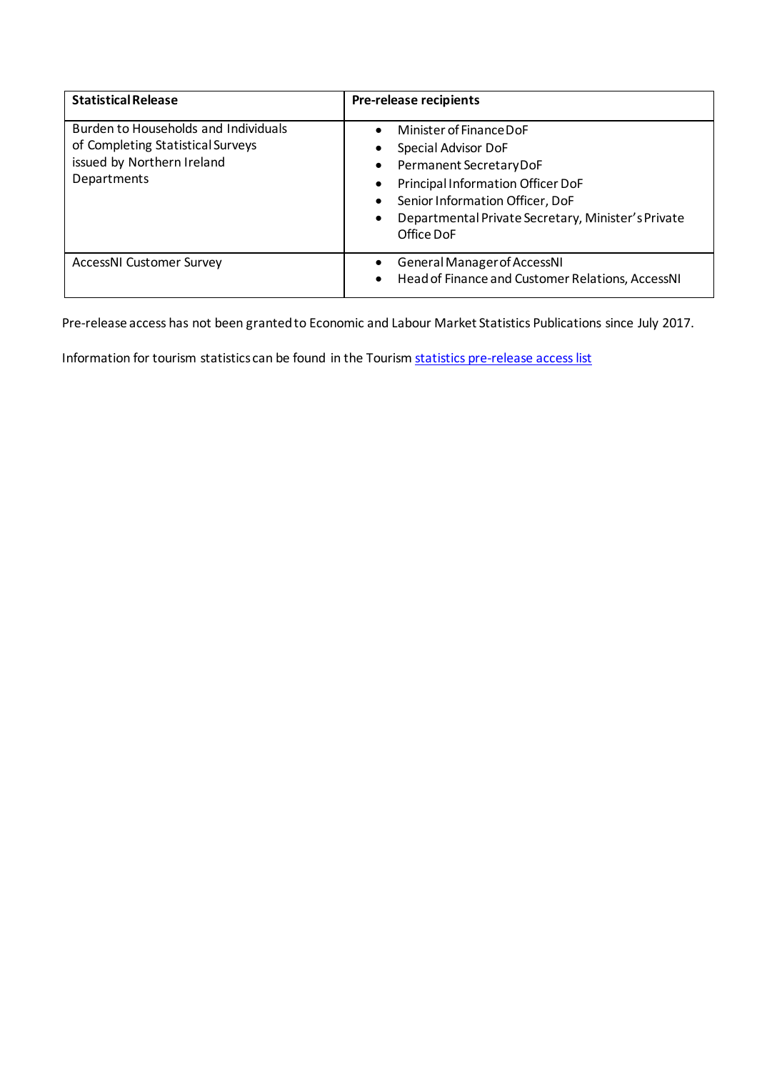| Statistical Release | Pre-release recipients |
|---|---|
| Burden to Households and Individuals of Completing Statistical Surveys issued by Northern Ireland Departments | • Minister of Finance DoF<br>• Special Advisor DoF<br>• Permanent Secretary DoF<br>• Principal Information Officer DoF<br>• Senior Information Officer, DoF<br>• Departmental Private Secretary, Minister's Private Office DoF |
| AccessNI Customer Survey | • General Manager of AccessNI<br>• Head of Finance and Customer Relations, AccessNI |

Pre-release access has not been granted to Economic and Labour Market Statistics Publications since July 2017.

Information for tourism statistics can be found in the Tourism statistics pre-release access list